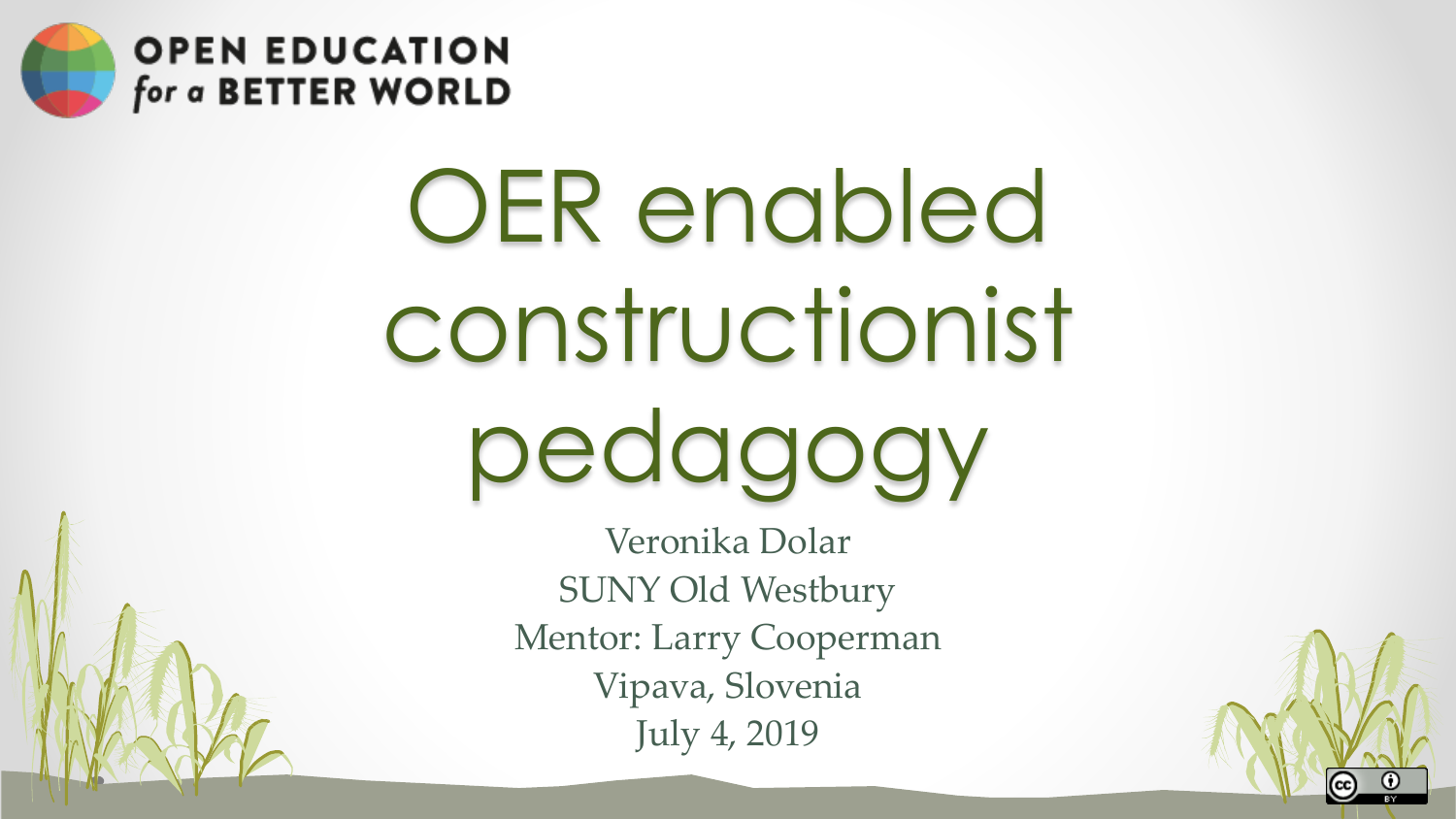OPEN EDUCATION *for a* BETTER WORLD

# OER enabled constructionist pedagogy

Veronika Dolar
SUNY Old Westbury
Mentor: Larry Cooperman
Vipava, Slovenia
July 4, 2019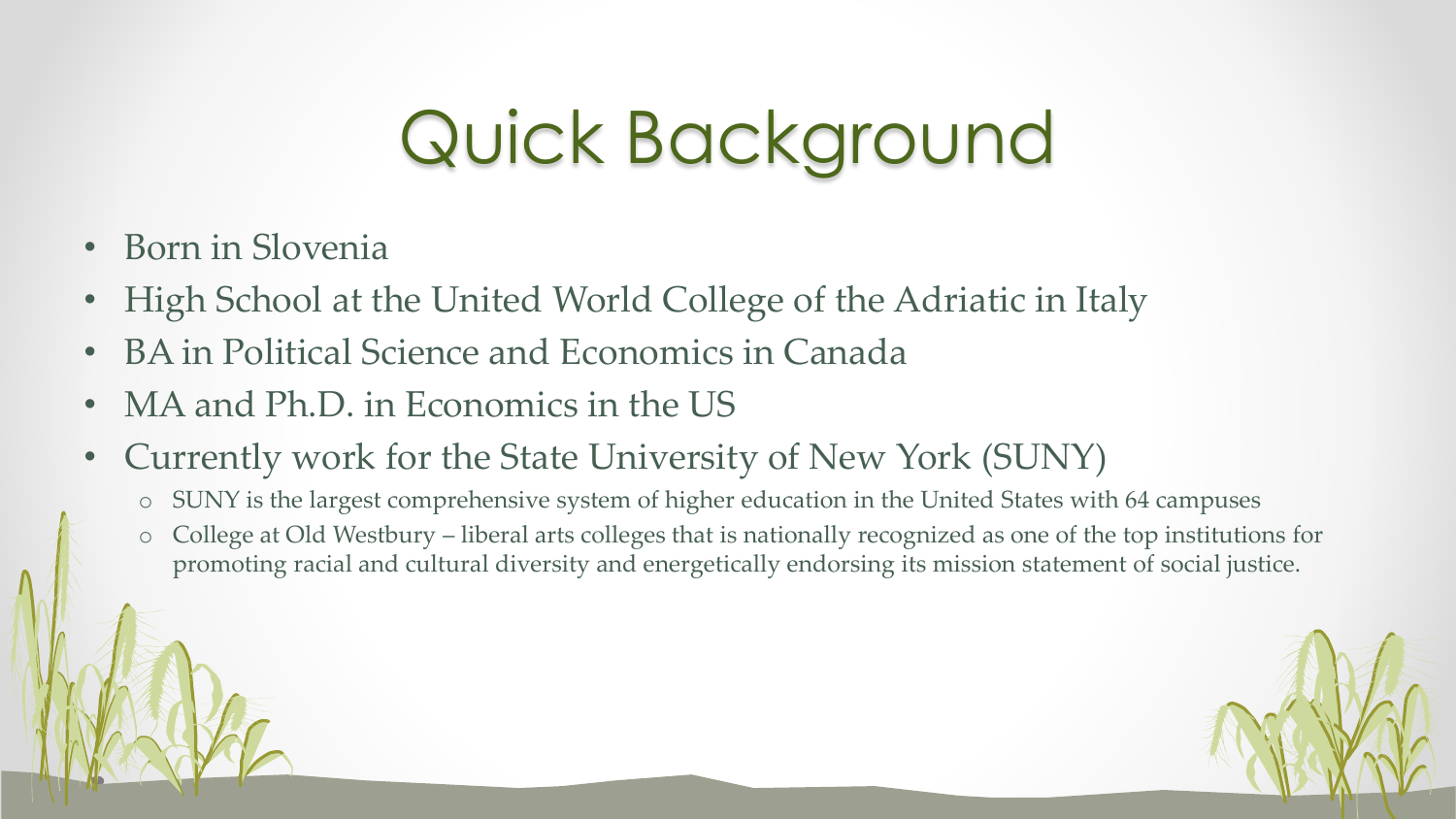# Quick Background

- Born in Slovenia
- High School at the United World College of the Adriatic in Italy
- BA in Political Science and Economics in Canada
- MA and Ph.D. in Economics in the US
- Currently work for the State University of New York (SUNY)
  - SUNY is the largest comprehensive system of higher education in the United States with 64 campuses
  - College at Old Westbury – liberal arts colleges that is nationally recognized as one of the top institutions for promoting racial and cultural diversity and energetically endorsing its mission statement of social justice.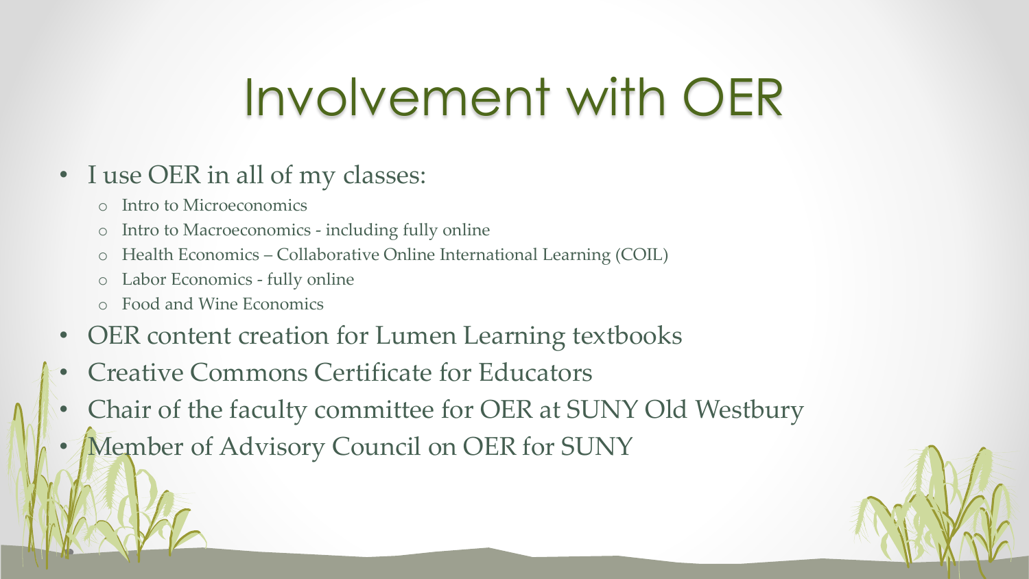# Involvement with OER

- I use OER in all of my classes:
  - Intro to Microeconomics
  - Intro to Macroeconomics - including fully online
  - Health Economics – Collaborative Online International Learning (COIL)
  - Labor Economics - fully online
  - Food and Wine Economics
- OER content creation for Lumen Learning textbooks
- Creative Commons Certificate for Educators
- Chair of the faculty committee for OER at SUNY Old Westbury
- Member of Advisory Council on OER for SUNY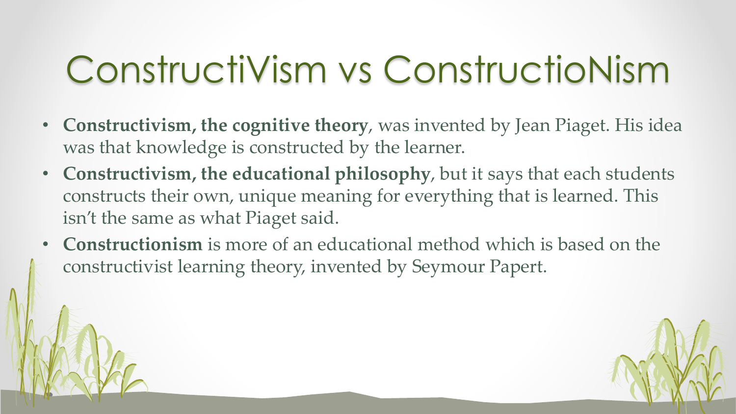# ConstructiVism vs ConstructioNism

- **Constructivism, the cognitive theory**, was invented by Jean Piaget. His idea was that knowledge is constructed by the learner.
- **Constructivism, the educational philosophy**, but it says that each students constructs their own, unique meaning for everything that is learned. This isn't the same as what Piaget said.
- **Constructionism** is more of an educational method which is based on the constructivist learning theory, invented by Seymour Papert.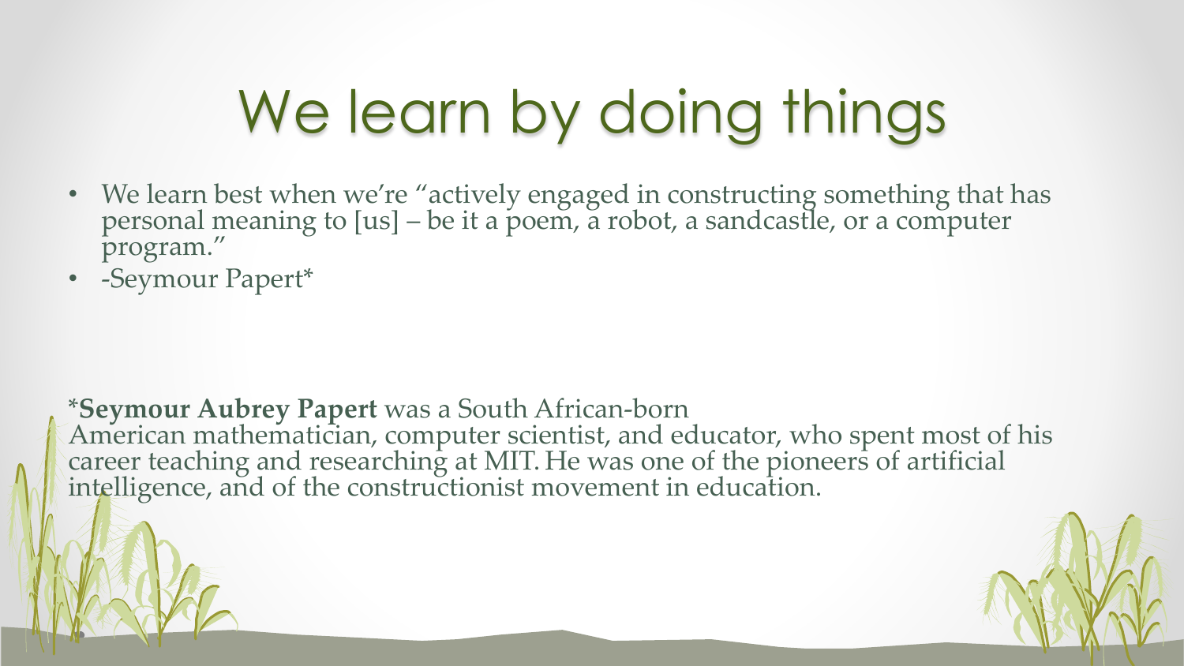# We learn by doing things

- We learn best when we're "actively engaged in constructing something that has personal meaning to [us] – be it a poem, a robot, a sandcastle, or a computer program."
- -Seymour Papert*

***Seymour Aubrey Papert** was a South African-born American mathematician, computer scientist, and educator, who spent most of his career teaching and researching at MIT. He was one of the pioneers of artificial intelligence, and of the constructionist movement in education.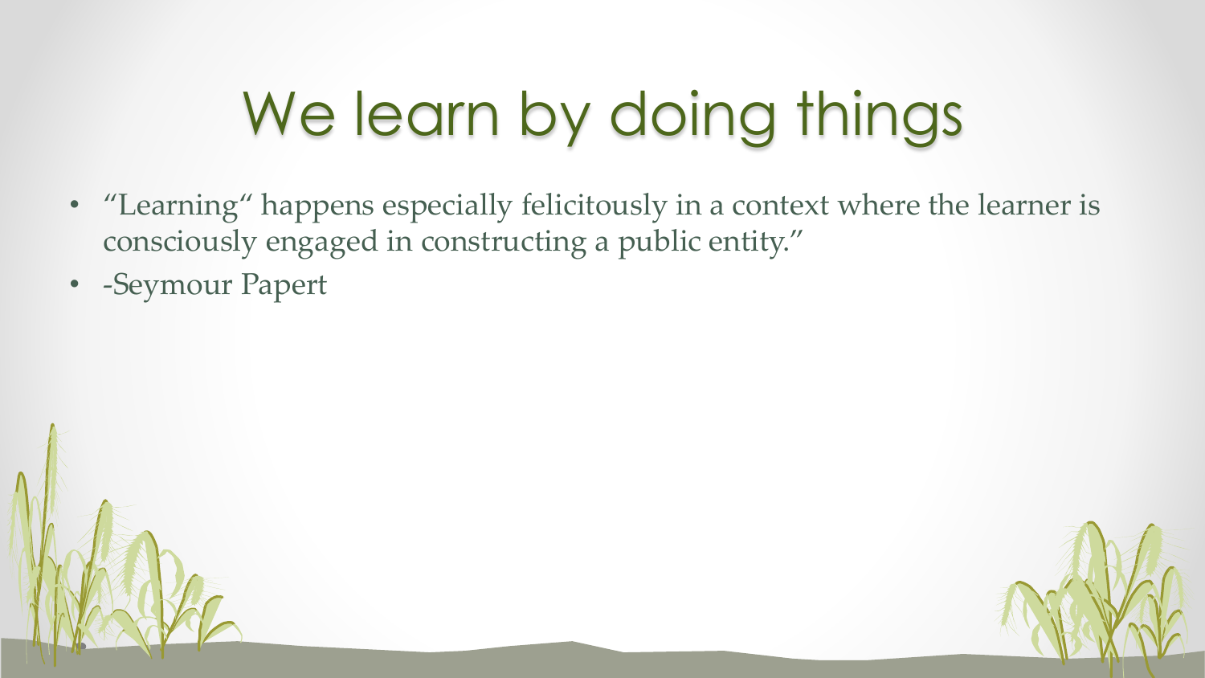# We learn by doing things

- "Learning" happens especially felicitously in a context where the learner is consciously engaged in constructing a public entity."
- -Seymour Papert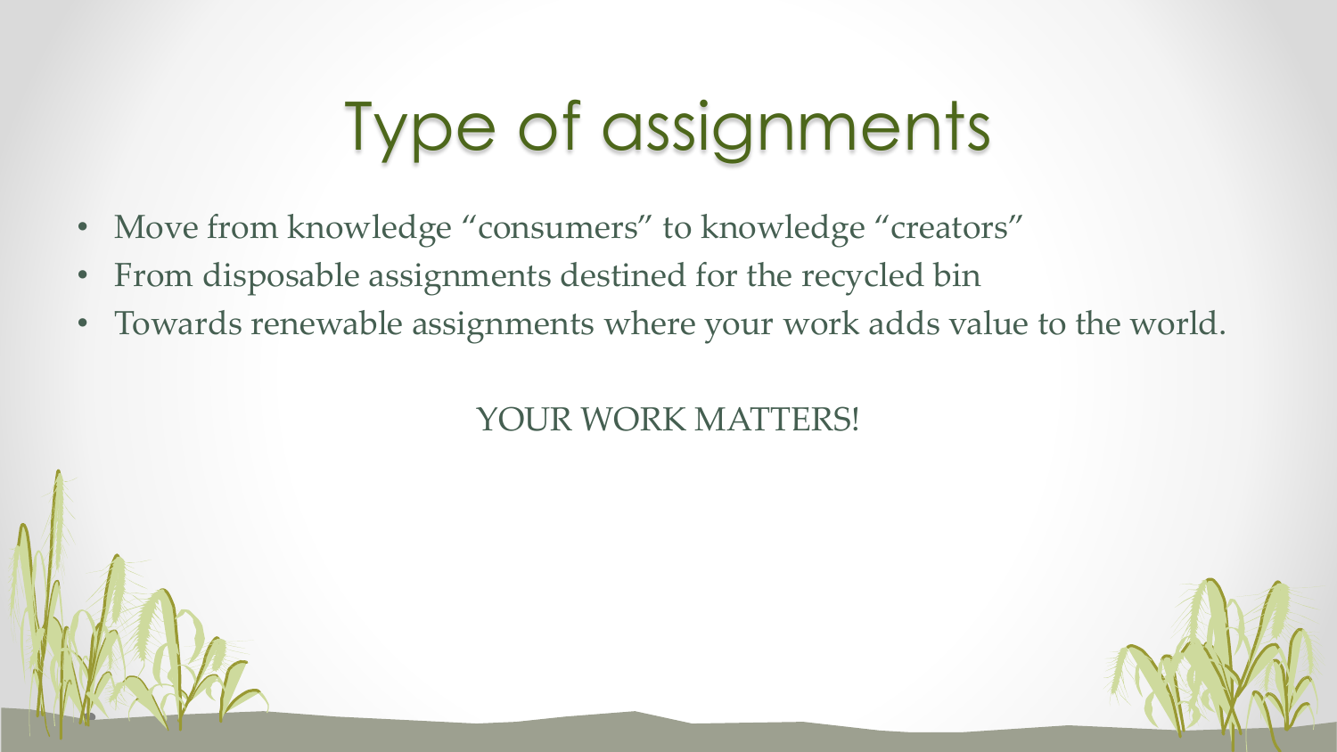# Type of assignments

- Move from knowledge "consumers" to knowledge "creators"
- From disposable assignments destined for the recycled bin
- Towards renewable assignments where your work adds value to the world.

YOUR WORK MATTERS!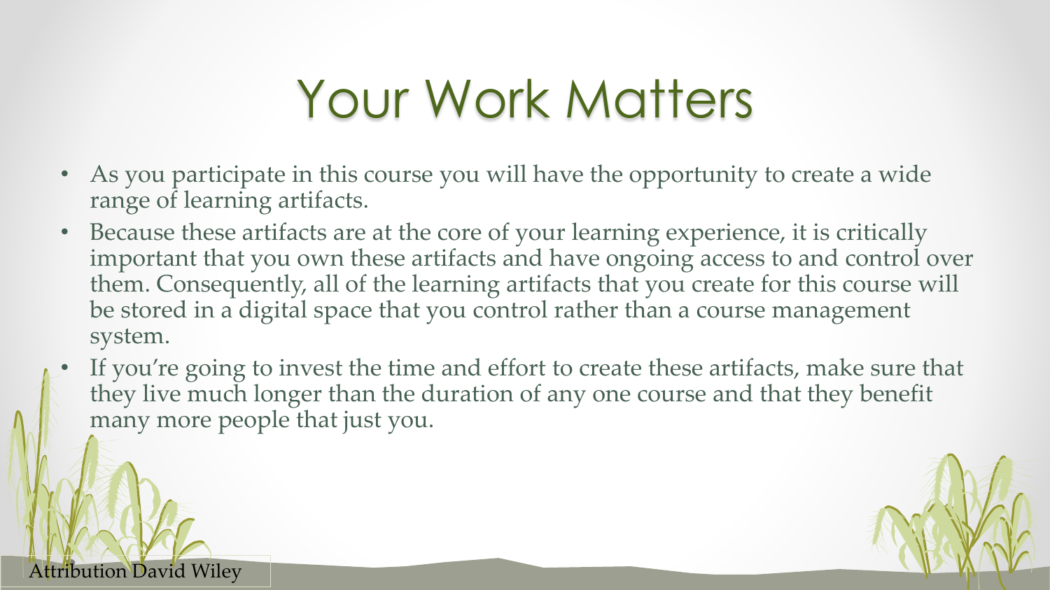# Your Work Matters

- As you participate in this course you will have the opportunity to create a wide range of learning artifacts.
- Because these artifacts are at the core of your learning experience, it is critically important that you own these artifacts and have ongoing access to and control over them. Consequently, all of the learning artifacts that you create for this course will be stored in a digital space that you control rather than a course management system.
- If you're going to invest the time and effort to create these artifacts, make sure that they live much longer than the duration of any one course and that they benefit many more people that just you.

Attribution David Wiley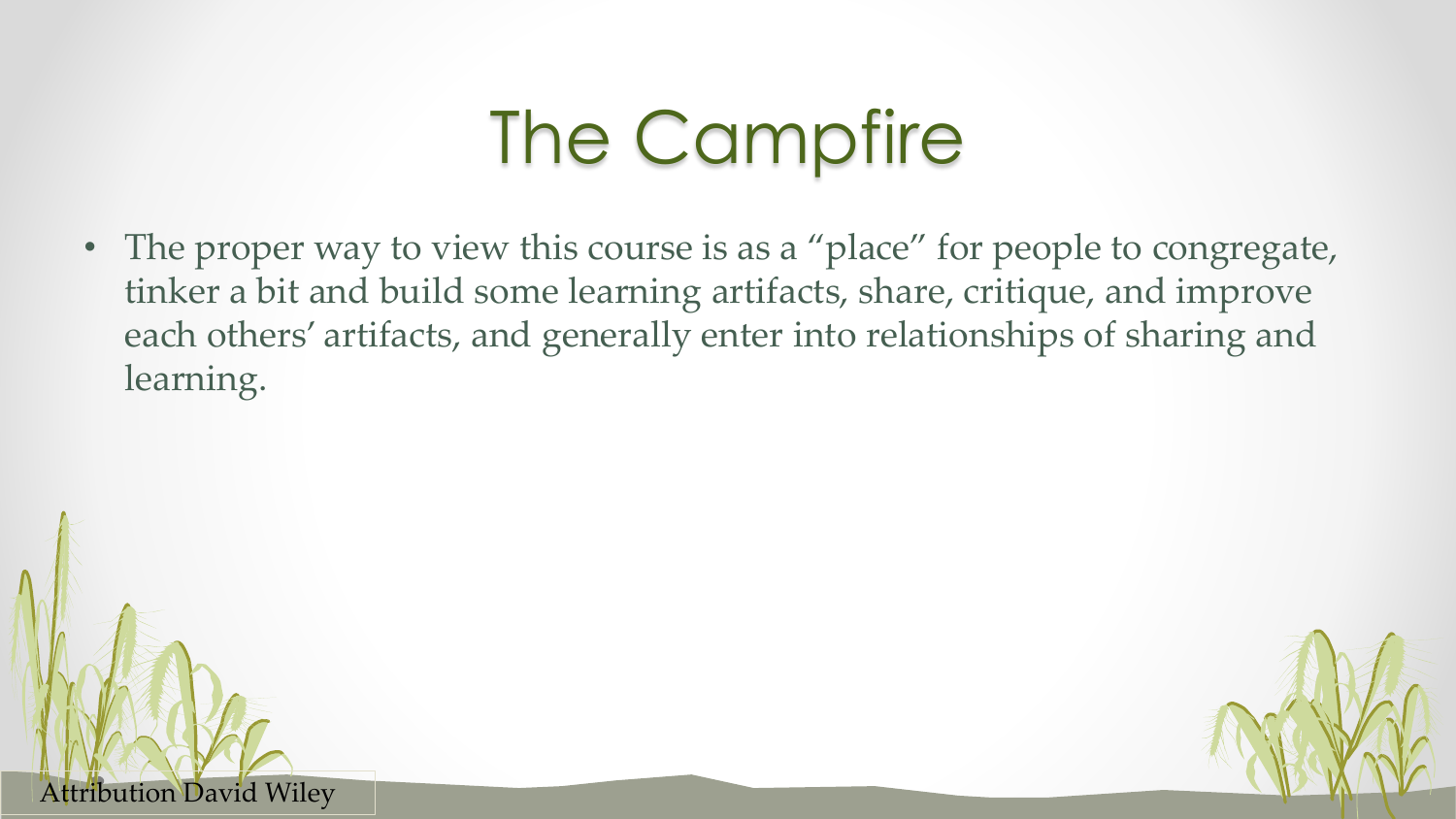# The Campfire

- The proper way to view this course is as a "place" for people to congregate, tinker a bit and build some learning artifacts, share, critique, and improve each others' artifacts, and generally enter into relationships of sharing and learning.

Attribution David Wiley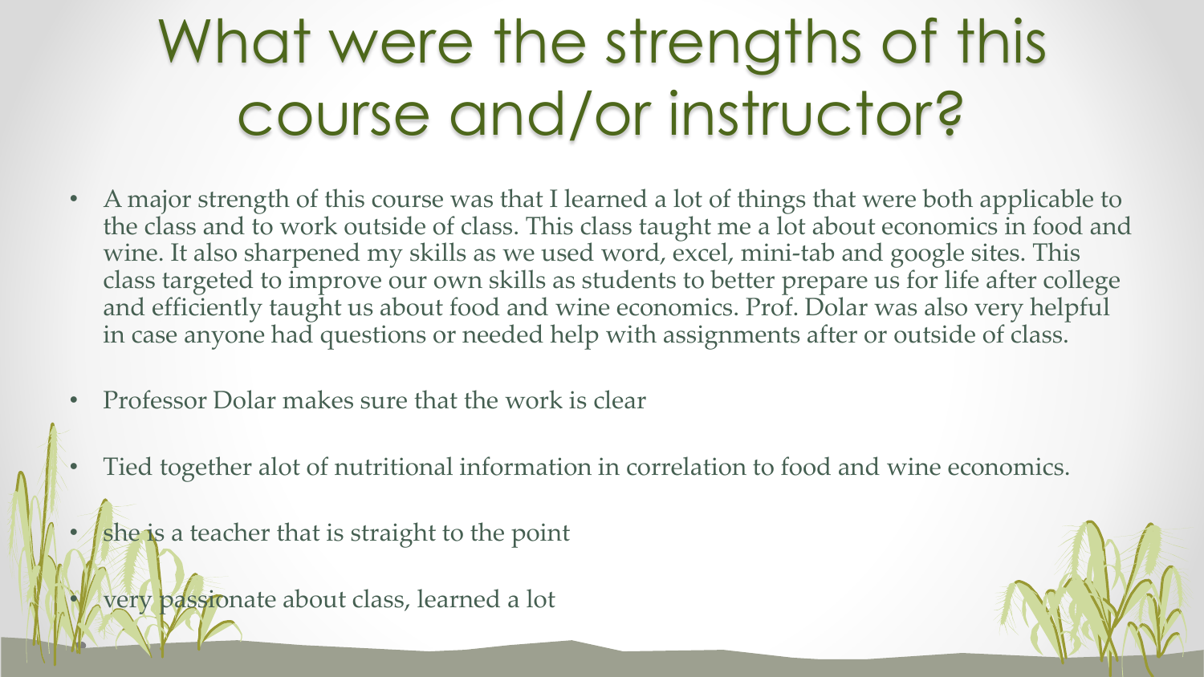# What were the strengths of this course and/or instructor?

- A major strength of this course was that I learned a lot of things that were both applicable to the class and to work outside of class. This class taught me a lot about economics in food and wine. It also sharpened my skills as we used word, excel, mini-tab and google sites. This class targeted to improve our own skills as students to better prepare us for life after college and efficiently taught us about food and wine economics. Prof. Dolar was also very helpful in case anyone had questions or needed help with assignments after or outside of class.
- Professor Dolar makes sure that the work is clear
- Tied together alot of nutritional information in correlation to food and wine economics.
- she is a teacher that is straight to the point
- very passionate about class, learned a lot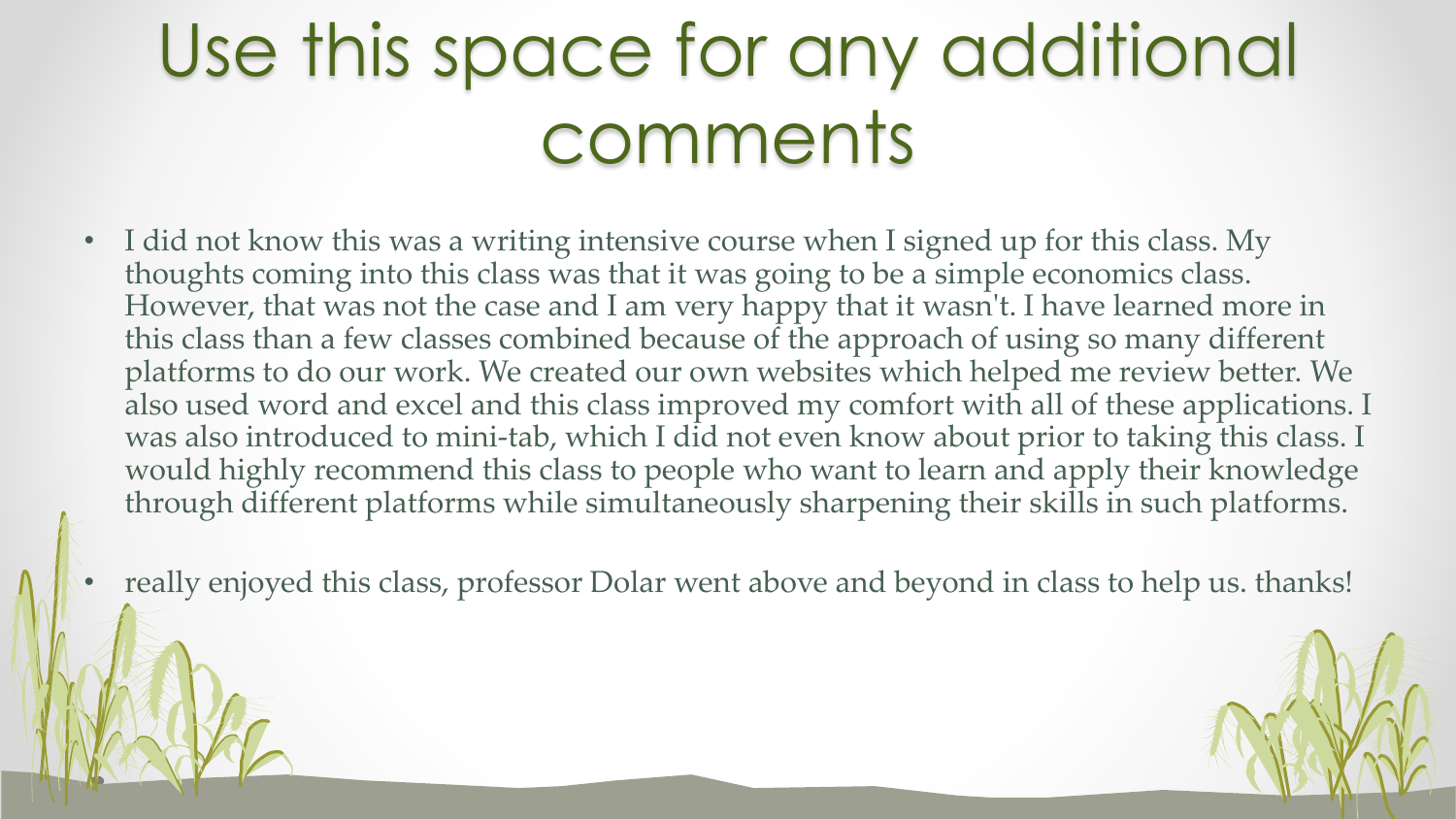# Use this space for any additional comments

- I did not know this was a writing intensive course when I signed up for this class. My thoughts coming into this class was that it was going to be a simple economics class. However, that was not the case and I am very happy that it wasn't. I have learned more in this class than a few classes combined because of the approach of using so many different platforms to do our work. We created our own websites which helped me review better. We also used word and excel and this class improved my comfort with all of these applications. I was also introduced to mini-tab, which I did not even know about prior to taking this class. I would highly recommend this class to people who want to learn and apply their knowledge through different platforms while simultaneously sharpening their skills in such platforms.
- really enjoyed this class, professor Dolar went above and beyond in class to help us. thanks!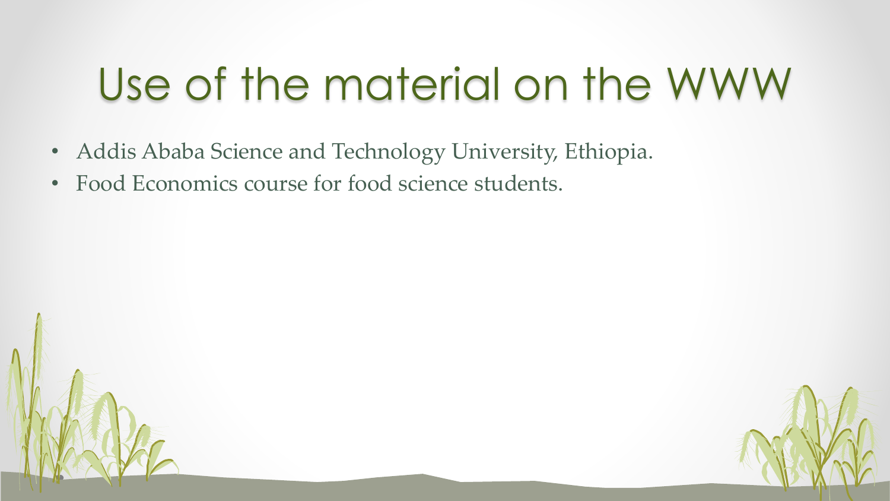# Use of the material on the WWW

- Addis Ababa Science and Technology University, Ethiopia.
- Food Economics course for food science students.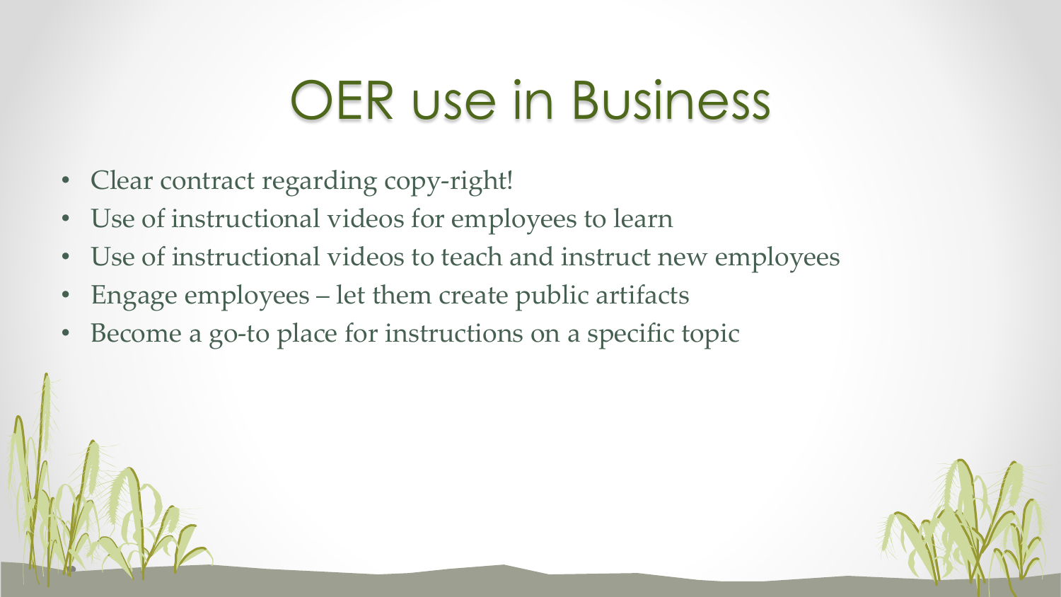# OER use in Business

- Clear contract regarding copy-right!
- Use of instructional videos for employees to learn
- Use of instructional videos to teach and instruct new employees
- Engage employees – let them create public artifacts
- Become a go-to place for instructions on a specific topic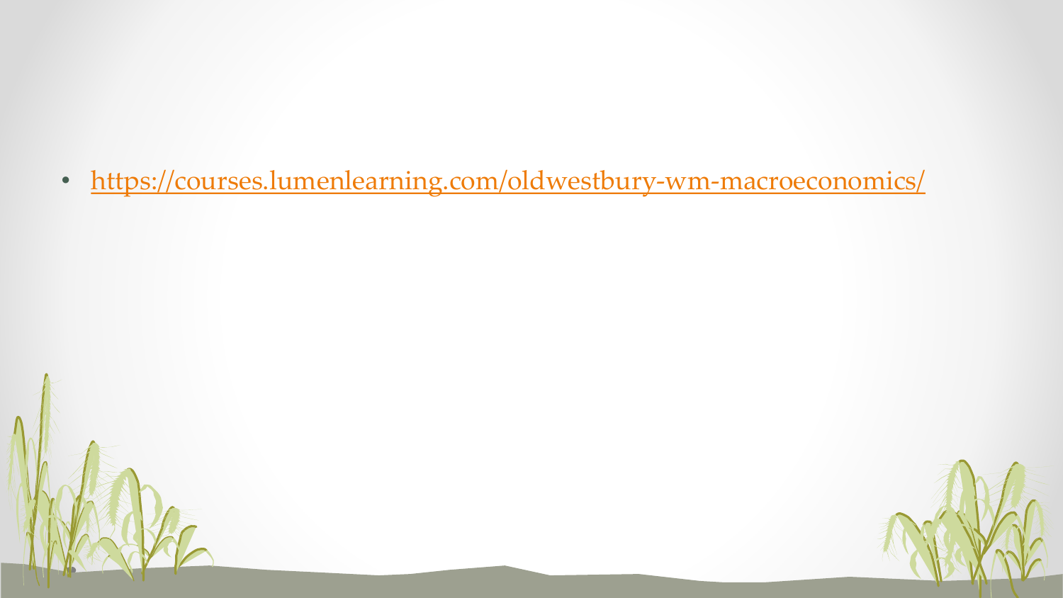- https://courses.lumenlearning.com/oldwestbury-wm-macroeconomics/